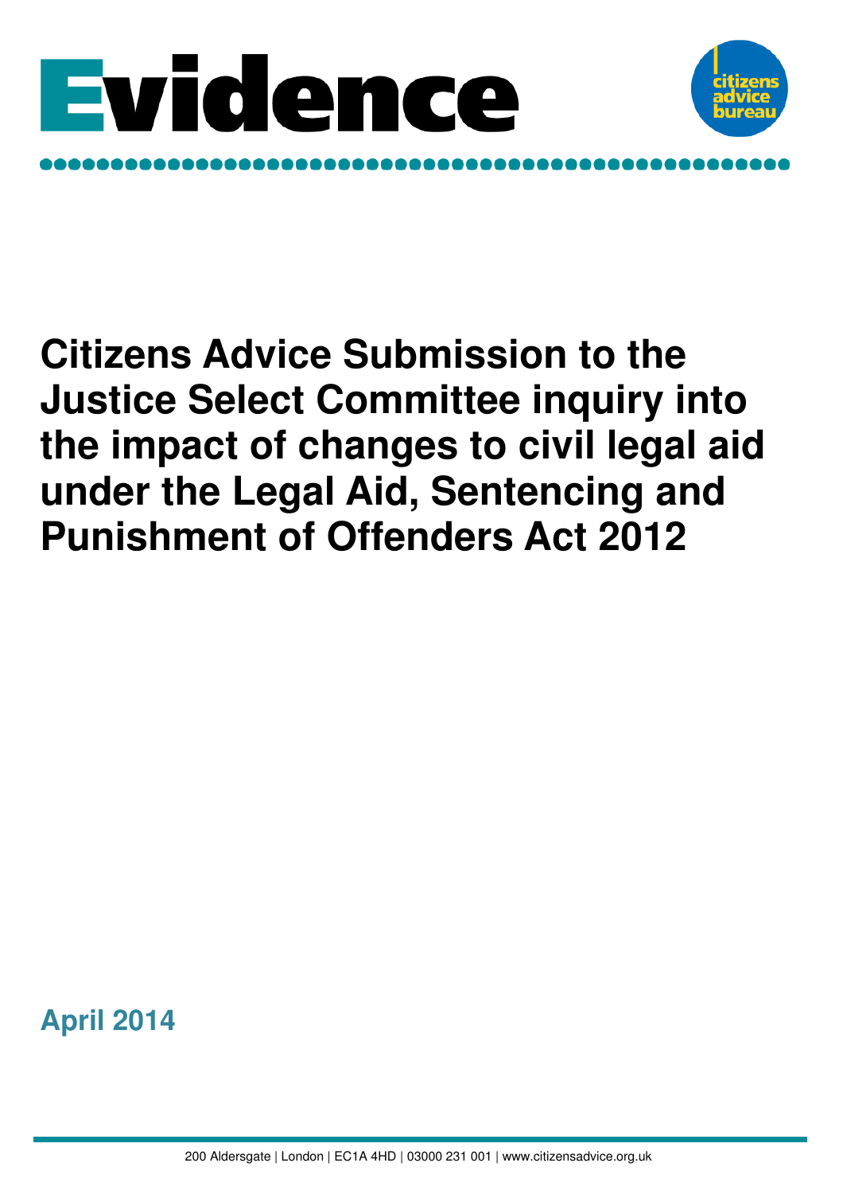# Evidence

# Citizens Advice Submission to the Justice Select Committee inquiry into the impact of changes to civil legal aid under the Legal Aid, Sentencing and Punishment of Offenders Act 2012

**April 2014**

200 Aldersgate | London | EC1A 4HD | 03000 231 001 | www.citizensadvice.org.uk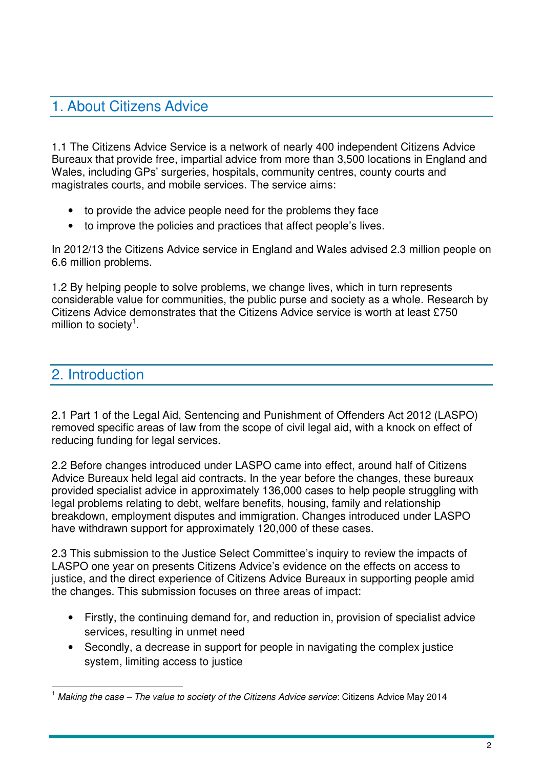## 1. About Citizens Advice

1.1 The Citizens Advice Service is a network of nearly 400 independent Citizens Advice Bureaux that provide free, impartial advice from more than 3,500 locations in England and Wales, including GPs' surgeries, hospitals, community centres, county courts and magistrates courts, and mobile services. The service aims:

- to provide the advice people need for the problems they face
- to improve the policies and practices that affect people's lives.

In 2012/13 the Citizens Advice service in England and Wales advised 2.3 million people on 6.6 million problems.

1.2 By helping people to solve problems, we change lives, which in turn represents considerable value for communities, the public purse and society as a whole. Research by Citizens Advice demonstrates that the Citizens Advice service is worth at least £750 million to society[1].

## 2. Introduction

2.1 Part 1 of the Legal Aid, Sentencing and Punishment of Offenders Act 2012 (LASPO) removed specific areas of law from the scope of civil legal aid, with a knock on effect of reducing funding for legal services.

2.2 Before changes introduced under LASPO came into effect, around half of Citizens Advice Bureaux held legal aid contracts. In the year before the changes, these bureaux provided specialist advice in approximately 136,000 cases to help people struggling with legal problems relating to debt, welfare benefits, housing, family and relationship breakdown, employment disputes and immigration. Changes introduced under LASPO have withdrawn support for approximately 120,000 of these cases.

2.3 This submission to the Justice Select Committee's inquiry to review the impacts of LASPO one year on presents Citizens Advice's evidence on the effects on access to justice, and the direct experience of Citizens Advice Bureaux in supporting people amid the changes. This submission focuses on three areas of impact:

- Firstly, the continuing demand for, and reduction in, provision of specialist advice services, resulting in unmet need
- Secondly, a decrease in support for people in navigating the complex justice system, limiting access to justice

[1] *Making the case – The value to society of the Citizens Advice service*: Citizens Advice May 2014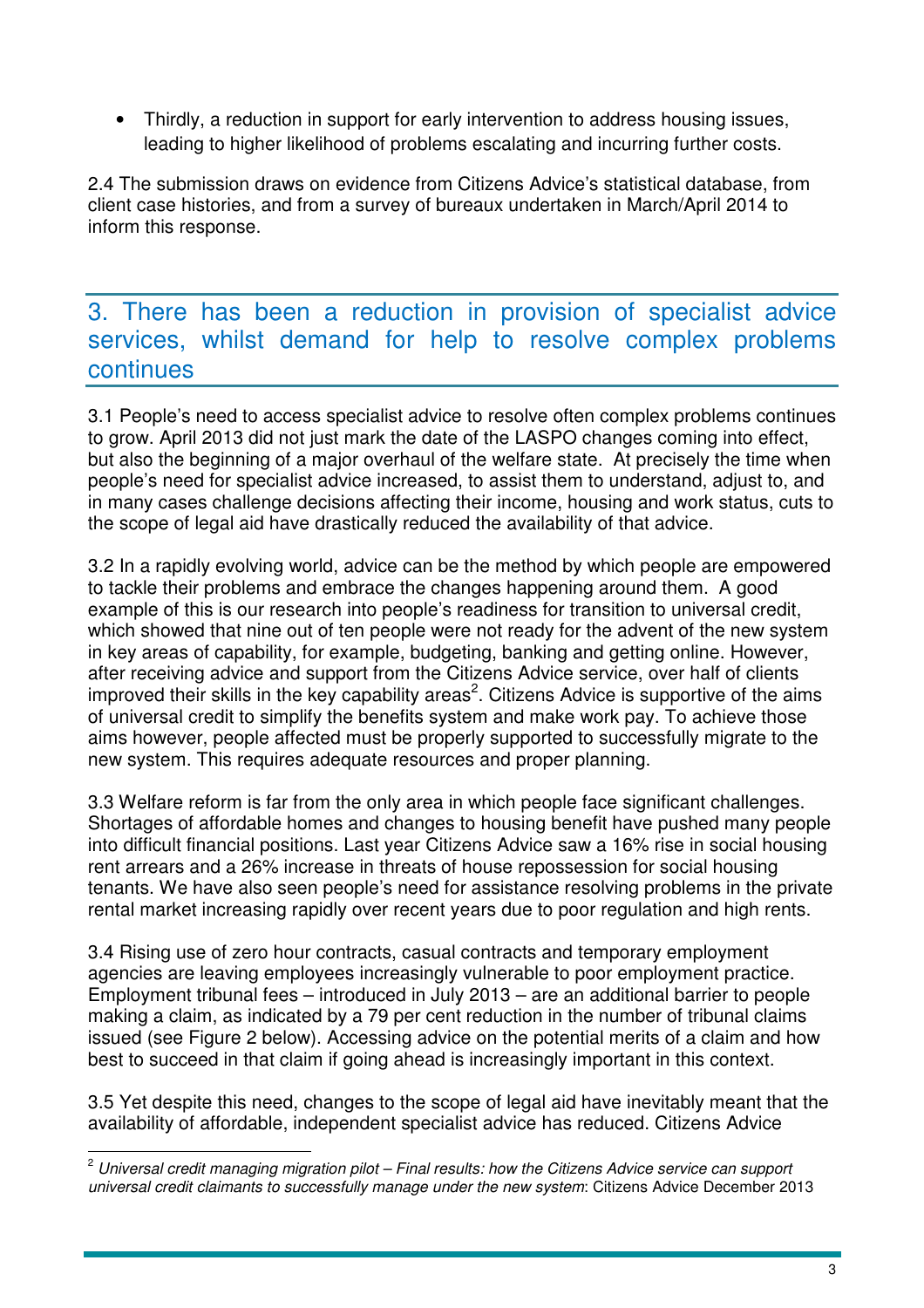- Thirdly, a reduction in support for early intervention to address housing issues, leading to higher likelihood of problems escalating and incurring further costs.

2.4 The submission draws on evidence from Citizens Advice's statistical database, from client case histories, and from a survey of bureaux undertaken in March/April 2014 to inform this response.

## 3. There has been a reduction in provision of specialist advice services, whilst demand for help to resolve complex problems continues

3.1 People's need to access specialist advice to resolve often complex problems continues to grow. April 2013 did not just mark the date of the LASPO changes coming into effect, but also the beginning of a major overhaul of the welfare state. At precisely the time when people's need for specialist advice increased, to assist them to understand, adjust to, and in many cases challenge decisions affecting their income, housing and work status, cuts to the scope of legal aid have drastically reduced the availability of that advice.

3.2 In a rapidly evolving world, advice can be the method by which people are empowered to tackle their problems and embrace the changes happening around them. A good example of this is our research into people's readiness for transition to universal credit, which showed that nine out of ten people were not ready for the advent of the new system in key areas of capability, for example, budgeting, banking and getting online. However, after receiving advice and support from the Citizens Advice service, over half of clients improved their skills in the key capability areas[2]. Citizens Advice is supportive of the aims of universal credit to simplify the benefits system and make work pay. To achieve those aims however, people affected must be properly supported to successfully migrate to the new system. This requires adequate resources and proper planning.

3.3 Welfare reform is far from the only area in which people face significant challenges. Shortages of affordable homes and changes to housing benefit have pushed many people into difficult financial positions. Last year Citizens Advice saw a 16% rise in social housing rent arrears and a 26% increase in threats of house repossession for social housing tenants. We have also seen people's need for assistance resolving problems in the private rental market increasing rapidly over recent years due to poor regulation and high rents.

3.4 Rising use of zero hour contracts, casual contracts and temporary employment agencies are leaving employees increasingly vulnerable to poor employment practice. Employment tribunal fees – introduced in July 2013 – are an additional barrier to people making a claim, as indicated by a 79 per cent reduction in the number of tribunal claims issued (see Figure 2 below). Accessing advice on the potential merits of a claim and how best to succeed in that claim if going ahead is increasingly important in this context.

3.5 Yet despite this need, changes to the scope of legal aid have inevitably meant that the availability of affordable, independent specialist advice has reduced. Citizens Advice

---

[2] *Universal credit managing migration pilot – Final results: how the Citizens Advice service can support universal credit claimants to successfully manage under the new system*: Citizens Advice December 2013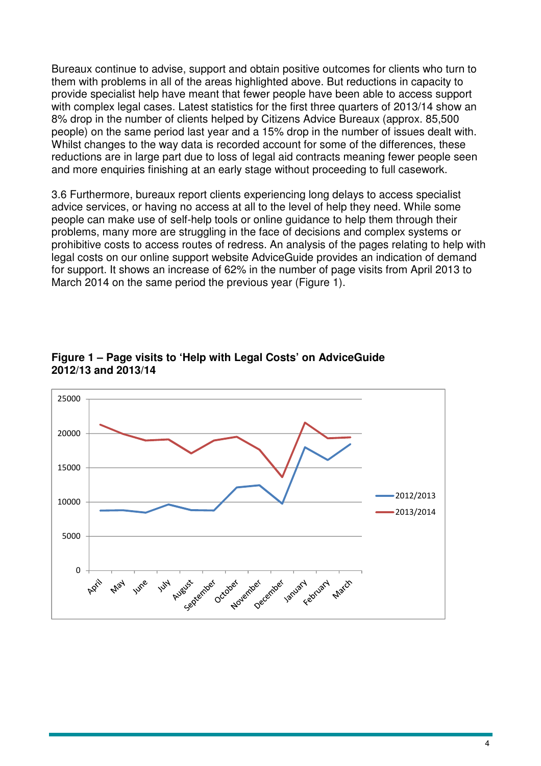Bureaux continue to advise, support and obtain positive outcomes for clients who turn to them with problems in all of the areas highlighted above. But reductions in capacity to provide specialist help have meant that fewer people have been able to access support with complex legal cases. Latest statistics for the first three quarters of 2013/14 show an 8% drop in the number of clients helped by Citizens Advice Bureaux (approx. 85,500 people) on the same period last year and a 15% drop in the number of issues dealt with. Whilst changes to the way data is recorded account for some of the differences, these reductions are in large part due to loss of legal aid contracts meaning fewer people seen and more enquiries finishing at an early stage without proceeding to full casework.

3.6 Furthermore, bureaux report clients experiencing long delays to access specialist advice services, or having no access at all to the level of help they need. While some people can make use of self-help tools or online guidance to help them through their problems, many more are struggling in the face of decisions and complex systems or prohibitive costs to access routes of redress. An analysis of the pages relating to help with legal costs on our online support website AdviceGuide provides an indication of demand for support. It shows an increase of 62% in the number of page visits from April 2013 to March 2014 on the same period the previous year (Figure 1).

**Figure 1 – Page visits to 'Help with Legal Costs' on AdviceGuide 2012/13 and 2013/14**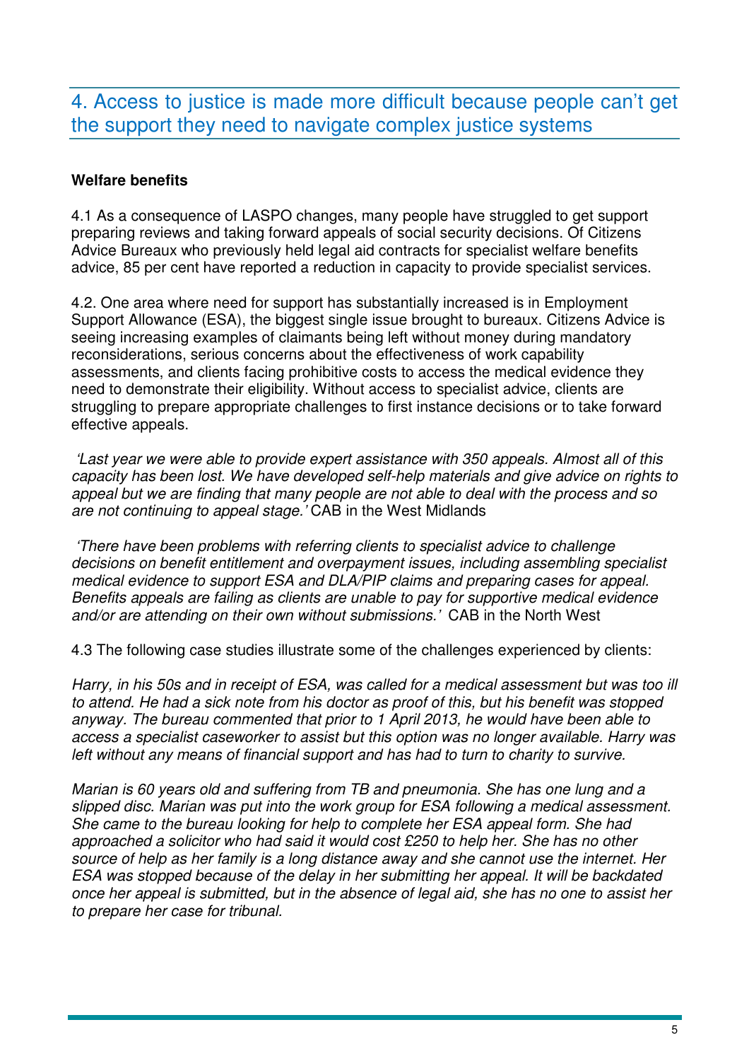## 4. Access to justice is made more difficult because people can't get the support they need to navigate complex justice systems

**Welfare benefits**

4.1 As a consequence of LASPO changes, many people have struggled to get support preparing reviews and taking forward appeals of social security decisions. Of Citizens Advice Bureaux who previously held legal aid contracts for specialist welfare benefits advice, 85 per cent have reported a reduction in capacity to provide specialist services.

4.2. One area where need for support has substantially increased is in Employment Support Allowance (ESA), the biggest single issue brought to bureaux. Citizens Advice is seeing increasing examples of claimants being left without money during mandatory reconsiderations, serious concerns about the effectiveness of work capability assessments, and clients facing prohibitive costs to access the medical evidence they need to demonstrate their eligibility. Without access to specialist advice, clients are struggling to prepare appropriate challenges to first instance decisions or to take forward effective appeals.

*'Last year we were able to provide expert assistance with 350 appeals. Almost all of this capacity has been lost. We have developed self-help materials and give advice on rights to appeal but we are finding that many people are not able to deal with the process and so are not continuing to appeal stage.'* CAB in the West Midlands

*'There have been problems with referring clients to specialist advice to challenge decisions on benefit entitlement and overpayment issues, including assembling specialist medical evidence to support ESA and DLA/PIP claims and preparing cases for appeal. Benefits appeals are failing as clients are unable to pay for supportive medical evidence and/or are attending on their own without submissions.'* CAB in the North West

4.3 The following case studies illustrate some of the challenges experienced by clients:

*Harry, in his 50s and in receipt of ESA, was called for a medical assessment but was too ill to attend. He had a sick note from his doctor as proof of this, but his benefit was stopped anyway. The bureau commented that prior to 1 April 2013, he would have been able to access a specialist caseworker to assist but this option was no longer available. Harry was left without any means of financial support and has had to turn to charity to survive.*

*Marian is 60 years old and suffering from TB and pneumonia. She has one lung and a slipped disc. Marian was put into the work group for ESA following a medical assessment. She came to the bureau looking for help to complete her ESA appeal form. She had approached a solicitor who had said it would cost £250 to help her. She has no other source of help as her family is a long distance away and she cannot use the internet. Her ESA was stopped because of the delay in her submitting her appeal. It will be backdated once her appeal is submitted, but in the absence of legal aid, she has no one to assist her to prepare her case for tribunal.*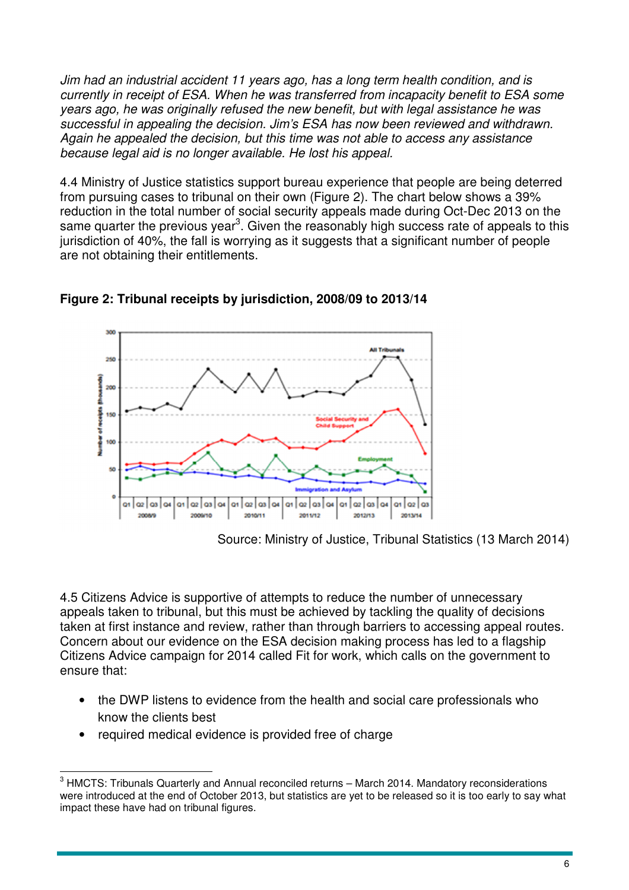*Jim had an industrial accident 11 years ago, has a long term health condition, and is currently in receipt of ESA. When he was transferred from incapacity benefit to ESA some years ago, he was originally refused the new benefit, but with legal assistance he was successful in appealing the decision. Jim's ESA has now been reviewed and withdrawn. Again he appealed the decision, but this time was not able to access any assistance because legal aid is no longer available. He lost his appeal.*

4.4 Ministry of Justice statistics support bureau experience that people are being deterred from pursuing cases to tribunal on their own (Figure 2). The chart below shows a 39% reduction in the total number of social security appeals made during Oct-Dec 2013 on the same quarter the previous year[3]. Given the reasonably high success rate of appeals to this jurisdiction of 40%, the fall is worrying as it suggests that a significant number of people are not obtaining their entitlements.

**Figure 2: Tribunal receipts by jurisdiction, 2008/09 to 2013/14**

Source: Ministry of Justice, Tribunal Statistics (13 March 2014)

4.5 Citizens Advice is supportive of attempts to reduce the number of unnecessary appeals taken to tribunal, but this must be achieved by tackling the quality of decisions taken at first instance and review, rather than through barriers to accessing appeal routes. Concern about our evidence on the ESA decision making process has led to a flagship Citizens Advice campaign for 2014 called Fit for work, which calls on the government to ensure that:

- the DWP listens to evidence from the health and social care professionals who know the clients best
- required medical evidence is provided free of charge

[3] HMCTS: Tribunals Quarterly and Annual reconciled returns – March 2014. Mandatory reconsiderations were introduced at the end of October 2013, but statistics are yet to be released so it is too early to say what impact these have had on tribunal figures.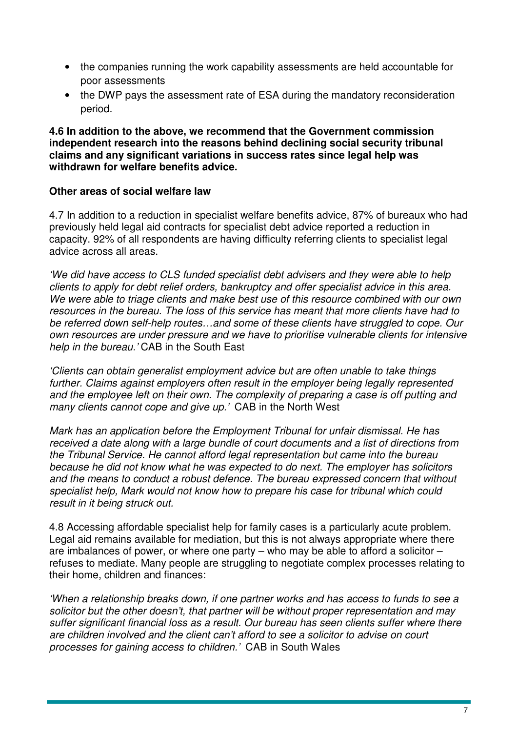- the companies running the work capability assessments are held accountable for poor assessments
- the DWP pays the assessment rate of ESA during the mandatory reconsideration period.

**4.6 In addition to the above, we recommend that the Government commission independent research into the reasons behind declining social security tribunal claims and any significant variations in success rates since legal help was withdrawn for welfare benefits advice.**

**Other areas of social welfare law**

4.7 In addition to a reduction in specialist welfare benefits advice, 87% of bureaux who had previously held legal aid contracts for specialist debt advice reported a reduction in capacity. 92% of all respondents are having difficulty referring clients to specialist legal advice across all areas.

*'We did have access to CLS funded specialist debt advisers and they were able to help clients to apply for debt relief orders, bankruptcy and offer specialist advice in this area. We were able to triage clients and make best use of this resource combined with our own resources in the bureau. The loss of this service has meant that more clients have had to be referred down self-help routes…and some of these clients have struggled to cope. Our own resources are under pressure and we have to prioritise vulnerable clients for intensive help in the bureau.'* CAB in the South East

*'Clients can obtain generalist employment advice but are often unable to take things further. Claims against employers often result in the employer being legally represented and the employee left on their own. The complexity of preparing a case is off putting and many clients cannot cope and give up.'* CAB in the North West

*Mark has an application before the Employment Tribunal for unfair dismissal. He has received a date along with a large bundle of court documents and a list of directions from the Tribunal Service. He cannot afford legal representation but came into the bureau because he did not know what he was expected to do next. The employer has solicitors and the means to conduct a robust defence. The bureau expressed concern that without specialist help, Mark would not know how to prepare his case for tribunal which could result in it being struck out.*

4.8 Accessing affordable specialist help for family cases is a particularly acute problem. Legal aid remains available for mediation, but this is not always appropriate where there are imbalances of power, or where one party – who may be able to afford a solicitor – refuses to mediate. Many people are struggling to negotiate complex processes relating to their home, children and finances:

*'When a relationship breaks down, if one partner works and has access to funds to see a solicitor but the other doesn't, that partner will be without proper representation and may suffer significant financial loss as a result. Our bureau has seen clients suffer where there are children involved and the client can't afford to see a solicitor to advise on court processes for gaining access to children.'* CAB in South Wales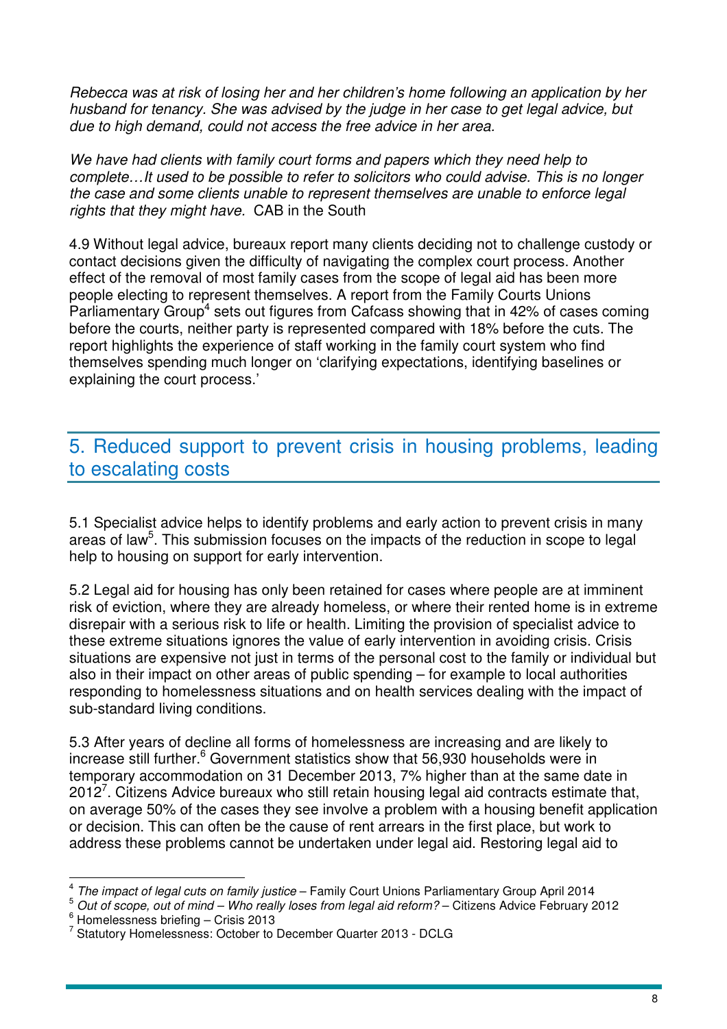*Rebecca was at risk of losing her and her children's home following an application by her husband for tenancy. She was advised by the judge in her case to get legal advice, but due to high demand, could not access the free advice in her area.*

*We have had clients with family court forms and papers which they need help to complete…It used to be possible to refer to solicitors who could advise. This is no longer the case and some clients unable to represent themselves are unable to enforce legal rights that they might have.* CAB in the South

4.9 Without legal advice, bureaux report many clients deciding not to challenge custody or contact decisions given the difficulty of navigating the complex court process. Another effect of the removal of most family cases from the scope of legal aid has been more people electing to represent themselves. A report from the Family Courts Unions Parliamentary Group[4] sets out figures from Cafcass showing that in 42% of cases coming before the courts, neither party is represented compared with 18% before the cuts. The report highlights the experience of staff working in the family court system who find themselves spending much longer on 'clarifying expectations, identifying baselines or explaining the court process.'

## 5. Reduced support to prevent crisis in housing problems, leading to escalating costs

5.1 Specialist advice helps to identify problems and early action to prevent crisis in many areas of law[5]. This submission focuses on the impacts of the reduction in scope to legal help to housing on support for early intervention.

5.2 Legal aid for housing has only been retained for cases where people are at imminent risk of eviction, where they are already homeless, or where their rented home is in extreme disrepair with a serious risk to life or health. Limiting the provision of specialist advice to these extreme situations ignores the value of early intervention in avoiding crisis. Crisis situations are expensive not just in terms of the personal cost to the family or individual but also in their impact on other areas of public spending – for example to local authorities responding to homelessness situations and on health services dealing with the impact of sub-standard living conditions.

5.3 After years of decline all forms of homelessness are increasing and are likely to increase still further.[6] Government statistics show that 56,930 households were in temporary accommodation on 31 December 2013, 7% higher than at the same date in 2012[7]. Citizens Advice bureaux who still retain housing legal aid contracts estimate that, on average 50% of the cases they see involve a problem with a housing benefit application or decision. This can often be the cause of rent arrears in the first place, but work to address these problems cannot be undertaken under legal aid. Restoring legal aid to

---

[4] *The impact of legal cuts on family justice* – Family Court Unions Parliamentary Group April 2014

[5] *Out of scope, out of mind – Who really loses from legal aid reform?* – Citizens Advice February 2012

[6] Homelessness briefing – Crisis 2013

[7] Statutory Homelessness: October to December Quarter 2013 - DCLG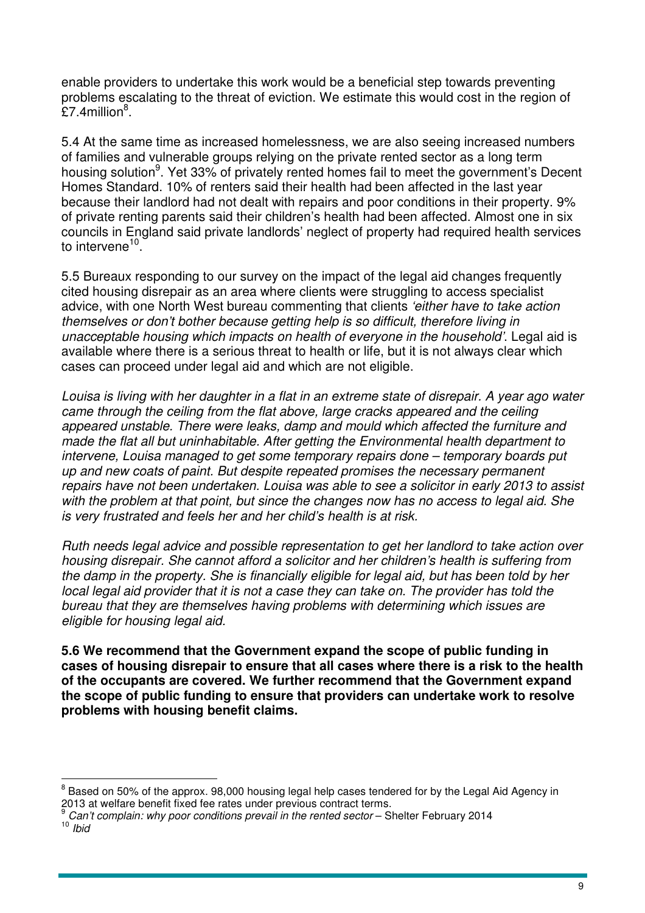enable providers to undertake this work would be a beneficial step towards preventing problems escalating to the threat of eviction. We estimate this would cost in the region of £7.4million[8].

5.4 At the same time as increased homelessness, we are also seeing increased numbers of families and vulnerable groups relying on the private rented sector as a long term housing solution[9]. Yet 33% of privately rented homes fail to meet the government's Decent Homes Standard. 10% of renters said their health had been affected in the last year because their landlord had not dealt with repairs and poor conditions in their property. 9% of private renting parents said their children's health had been affected. Almost one in six councils in England said private landlords' neglect of property had required health services to intervene[10].

5.5 Bureaux responding to our survey on the impact of the legal aid changes frequently cited housing disrepair as an area where clients were struggling to access specialist advice, with one North West bureau commenting that clients *'either have to take action themselves or don't bother because getting help is so difficult, therefore living in unacceptable housing which impacts on health of everyone in the household'*. Legal aid is available where there is a serious threat to health or life, but it is not always clear which cases can proceed under legal aid and which are not eligible.

*Louisa is living with her daughter in a flat in an extreme state of disrepair. A year ago water came through the ceiling from the flat above, large cracks appeared and the ceiling appeared unstable. There were leaks, damp and mould which affected the furniture and made the flat all but uninhabitable. After getting the Environmental health department to intervene, Louisa managed to get some temporary repairs done – temporary boards put up and new coats of paint. But despite repeated promises the necessary permanent repairs have not been undertaken. Louisa was able to see a solicitor in early 2013 to assist with the problem at that point, but since the changes now has no access to legal aid. She is very frustrated and feels her and her child's health is at risk.*

*Ruth needs legal advice and possible representation to get her landlord to take action over housing disrepair. She cannot afford a solicitor and her children's health is suffering from the damp in the property. She is financially eligible for legal aid, but has been told by her local legal aid provider that it is not a case they can take on. The provider has told the bureau that they are themselves having problems with determining which issues are eligible for housing legal aid.*

**5.6 We recommend that the Government expand the scope of public funding in cases of housing disrepair to ensure that all cases where there is a risk to the health of the occupants are covered. We further recommend that the Government expand the scope of public funding to ensure that providers can undertake work to resolve problems with housing benefit claims.**

---

[8] Based on 50% of the approx. 98,000 housing legal help cases tendered for by the Legal Aid Agency in 2013 at welfare benefit fixed fee rates under previous contract terms.

[9] *Can't complain: why poor conditions prevail in the rented sector* – Shelter February 2014

[10] *Ibid*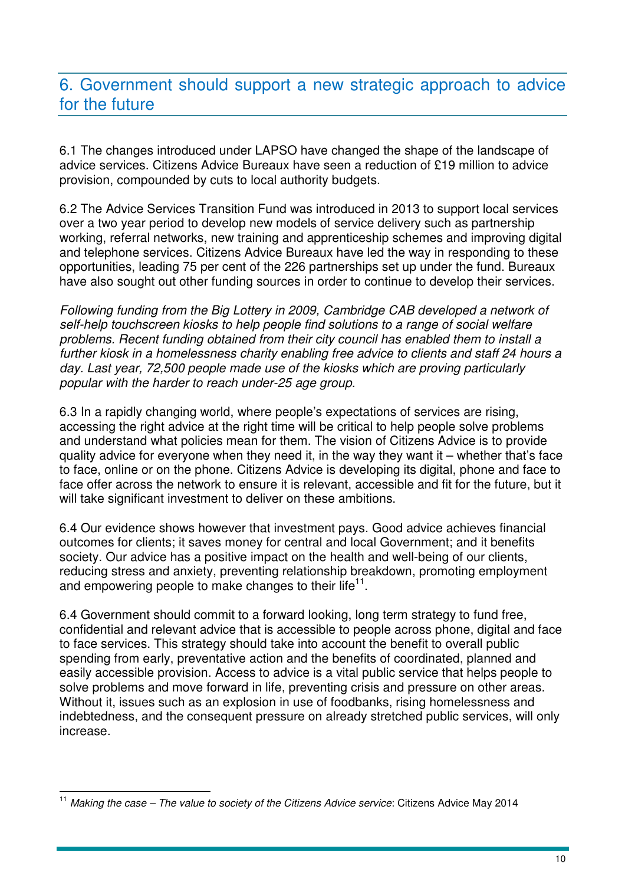## 6. Government should support a new strategic approach to advice for the future

6.1 The changes introduced under LAPSO have changed the shape of the landscape of advice services. Citizens Advice Bureaux have seen a reduction of £19 million to advice provision, compounded by cuts to local authority budgets.

6.2 The Advice Services Transition Fund was introduced in 2013 to support local services over a two year period to develop new models of service delivery such as partnership working, referral networks, new training and apprenticeship schemes and improving digital and telephone services. Citizens Advice Bureaux have led the way in responding to these opportunities, leading 75 per cent of the 226 partnerships set up under the fund. Bureaux have also sought out other funding sources in order to continue to develop their services.

*Following funding from the Big Lottery in 2009, Cambridge CAB developed a network of self-help touchscreen kiosks to help people find solutions to a range of social welfare problems. Recent funding obtained from their city council has enabled them to install a further kiosk in a homelessness charity enabling free advice to clients and staff 24 hours a day. Last year, 72,500 people made use of the kiosks which are proving particularly popular with the harder to reach under-25 age group.*

6.3 In a rapidly changing world, where people's expectations of services are rising, accessing the right advice at the right time will be critical to help people solve problems and understand what policies mean for them. The vision of Citizens Advice is to provide quality advice for everyone when they need it, in the way they want it – whether that's face to face, online or on the phone. Citizens Advice is developing its digital, phone and face to face offer across the network to ensure it is relevant, accessible and fit for the future, but it will take significant investment to deliver on these ambitions.

6.4 Our evidence shows however that investment pays. Good advice achieves financial outcomes for clients; it saves money for central and local Government; and it benefits society. Our advice has a positive impact on the health and well-being of our clients, reducing stress and anxiety, preventing relationship breakdown, promoting employment and empowering people to make changes to their life[11].

6.4 Government should commit to a forward looking, long term strategy to fund free, confidential and relevant advice that is accessible to people across phone, digital and face to face services. This strategy should take into account the benefit to overall public spending from early, preventative action and the benefits of coordinated, planned and easily accessible provision. Access to advice is a vital public service that helps people to solve problems and move forward in life, preventing crisis and pressure on other areas. Without it, issues such as an explosion in use of foodbanks, rising homelessness and indebtedness, and the consequent pressure on already stretched public services, will only increase.

---

[11] *Making the case – The value to society of the Citizens Advice service*: Citizens Advice May 2014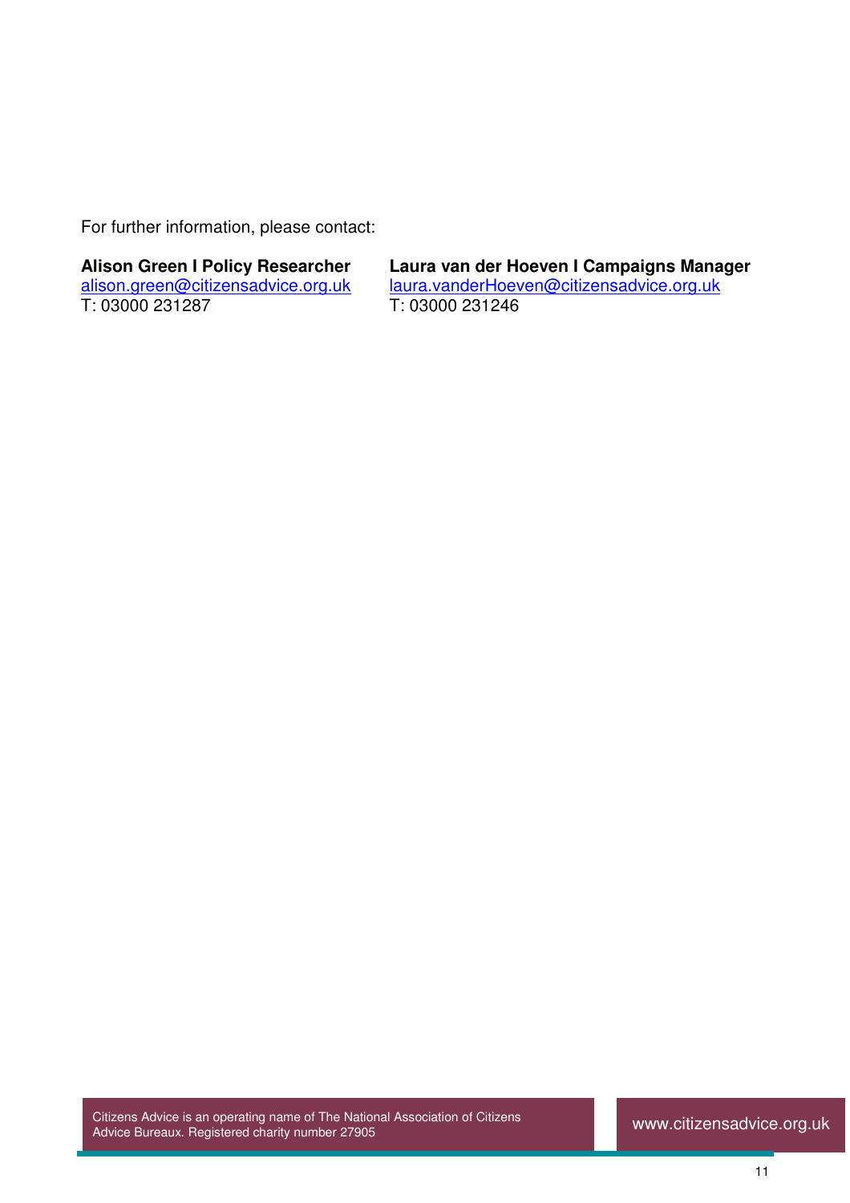For further information, please contact:

**Alison Green I Policy Researcher**
alison.green@citizensadvice.org.uk
T: 03000 231287

**Laura van der Hoeven I Campaigns Manager**
laura.vanderHoeven@citizensadvice.org.uk
T: 03000 231246

Citizens Advice is an operating name of The National Association of Citizens Advice Bureaux. Registered charity number 27905

www.citizensadvice.org.uk